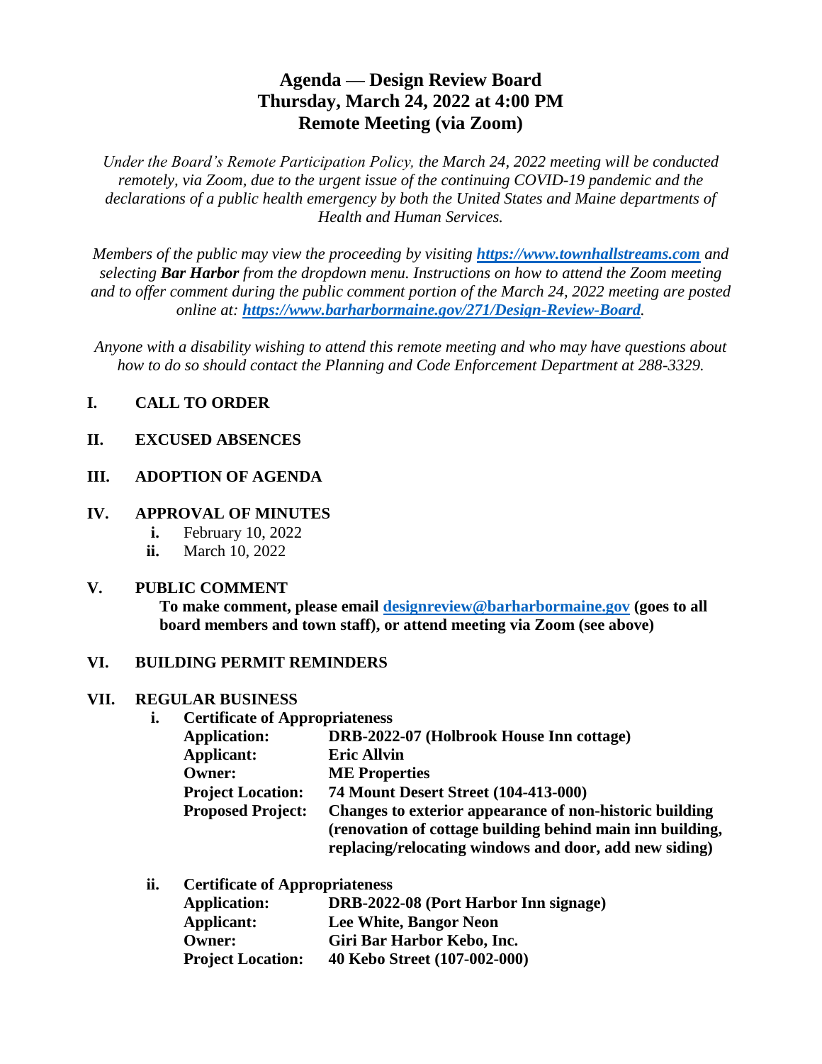# Agenda — Design Review Board
# Thursday, March 24, 2022 at 4:00 PM
# Remote Meeting (via Zoom)

*Under the Board's Remote Participation Policy, the March 24, 2022 meeting will be conducted remotely, via Zoom, due to the urgent issue of the continuing COVID-19 pandemic and the declarations of a public health emergency by both the United States and Maine departments of Health and Human Services.*

*Members of the public may view the proceeding by visiting **[https://www.townhallstreams.com](https://www.townhallstreams.com)** and selecting **Bar Harbor** from the dropdown menu. Instructions on how to attend the Zoom meeting and to offer comment during the public comment portion of the March 24, 2022 meeting are posted online at: **[https://www.barharbormaine.gov/271/Design-Review-Board](https://www.barharbormaine.gov/271/Design-Review-Board)**.*

*Anyone with a disability wishing to attend this remote meeting and who may have questions about how to do so should contact the Planning and Code Enforcement Department at 288-3329.*

**I. CALL TO ORDER**

**II. EXCUSED ABSENCES**

**III. ADOPTION OF AGENDA**

**IV. APPROVAL OF MINUTES**

- **i.** February 10, 2022
- **ii.** March 10, 2022

**V. PUBLIC COMMENT**

**To make comment, please email [designreview@barharbormaine.gov](mailto:designreview@barharbormaine.gov) (goes to all board members and town staff), or attend meeting via Zoom (see above)**

**VI. BUILDING PERMIT REMINDERS**

**VII. REGULAR BUSINESS**

**i. Certificate of Appropriateness**

| | |
|---|---|
| **Application:** | **DRB-2022-07 (Holbrook House Inn cottage)** |
| **Applicant:** | **Eric Allvin** |
| **Owner:** | **ME Properties** |
| **Project Location:** | **74 Mount Desert Street (104-413-000)** |
| **Proposed Project:** | **Changes to exterior appearance of non-historic building (renovation of cottage building behind main inn building, replacing/relocating windows and door, add new siding)** |

**ii. Certificate of Appropriateness**

| | |
|---|---|
| **Application:** | **DRB-2022-08 (Port Harbor Inn signage)** |
| **Applicant:** | **Lee White, Bangor Neon** |
| **Owner:** | **Giri Bar Harbor Kebo, Inc.** |
| **Project Location:** | **40 Kebo Street (107-002-000)** |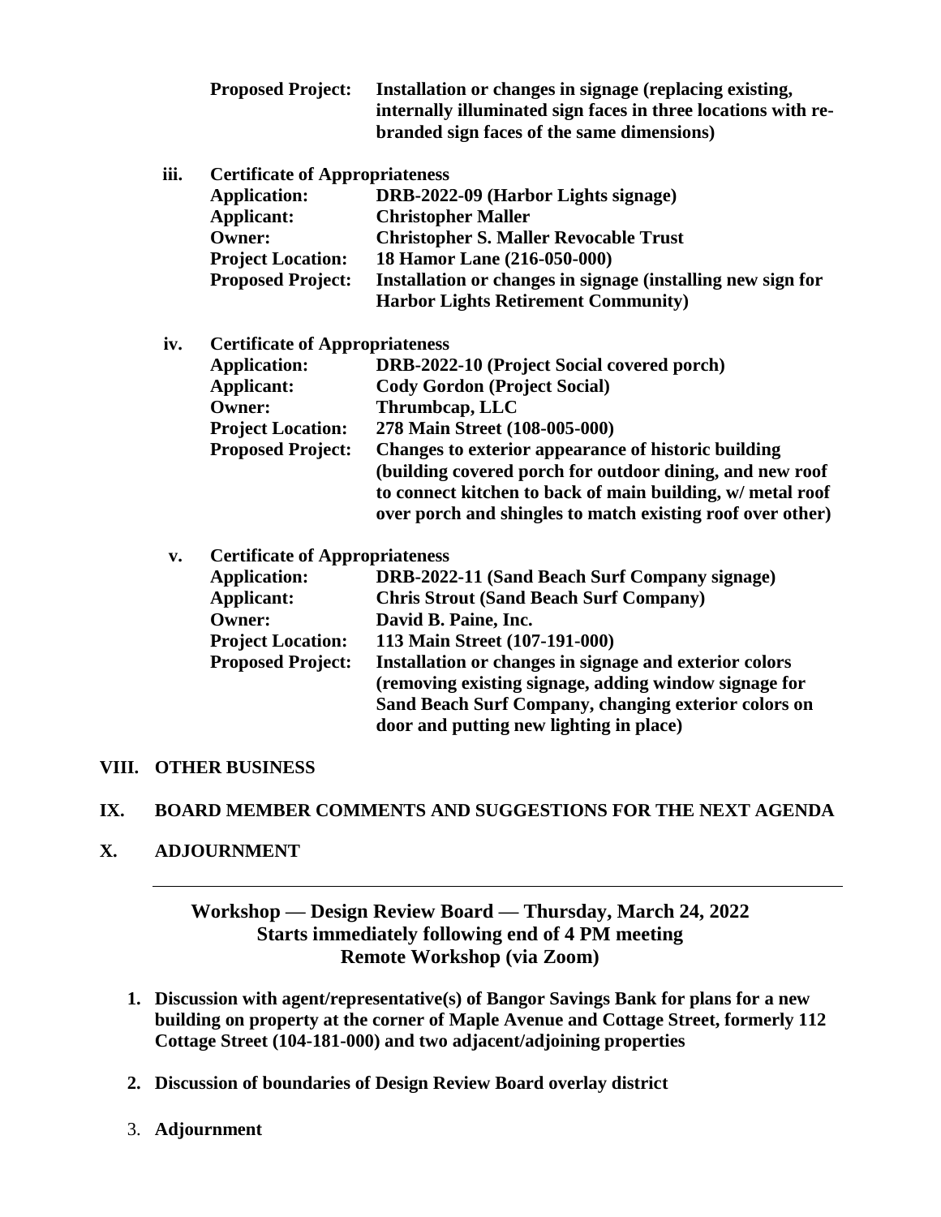**Proposed Project:** **Installation or changes in signage (replacing existing, internally illuminated sign faces in three locations with re-branded sign faces of the same dimensions)**

iii. **Certificate of Appropriateness**

| | |
|---|---|
| **Application:** | **DRB-2022-09 (Harbor Lights signage)** |
| **Applicant:** | **Christopher Maller** |
| **Owner:** | **Christopher S. Maller Revocable Trust** |
| **Project Location:** | **18 Hamor Lane (216-050-000)** |
| **Proposed Project:** | **Installation or changes in signage (installing new sign for Harbor Lights Retirement Community)** |

iv. **Certificate of Appropriateness**

| | |
|---|---|
| **Application:** | **DRB-2022-10 (Project Social covered porch)** |
| **Applicant:** | **Cody Gordon (Project Social)** |
| **Owner:** | **Thrumbcap, LLC** |
| **Project Location:** | **278 Main Street (108-005-000)** |
| **Proposed Project:** | **Changes to exterior appearance of historic building (building covered porch for outdoor dining, and new roof to connect kitchen to back of main building, w/ metal roof over porch and shingles to match existing roof over other)** |

v. **Certificate of Appropriateness**

| | |
|---|---|
| **Application:** | **DRB-2022-11 (Sand Beach Surf Company signage)** |
| **Applicant:** | **Chris Strout (Sand Beach Surf Company)** |
| **Owner:** | **David B. Paine, Inc.** |
| **Project Location:** | **113 Main Street (107-191-000)** |
| **Proposed Project:** | **Installation or changes in signage and exterior colors (removing existing signage, adding window signage for Sand Beach Surf Company, changing exterior colors on door and putting new lighting in place)** |

## VIII. OTHER BUSINESS

## IX. BOARD MEMBER COMMENTS AND SUGGESTIONS FOR THE NEXT AGENDA

## X. ADJOURNMENT

---

## Workshop — Design Review Board — Thursday, March 24, 2022
### Starts immediately following end of 4 PM meeting
### Remote Workshop (via Zoom)

1. **Discussion with agent/representative(s) of Bangor Savings Bank for plans for a new building on property at the corner of Maple Avenue and Cottage Street, formerly 112 Cottage Street (104-181-000) and two adjacent/adjoining properties**

2. **Discussion of boundaries of Design Review Board overlay district**

3. **Adjournment**